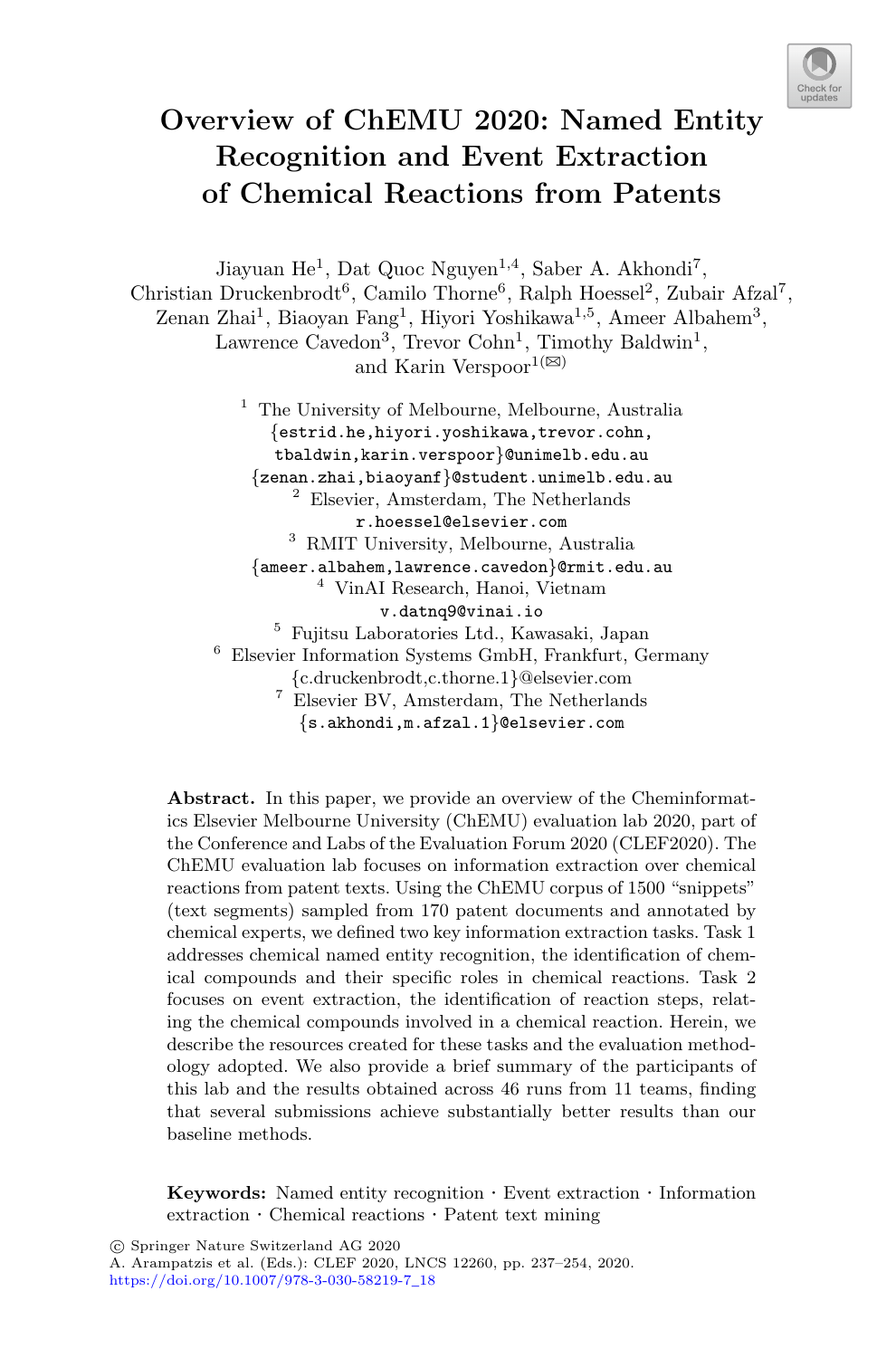# Overview of ChEMU 2020: Named Entity Recognition and Event Extraction of Chemical Reactions from Patents

Jiayuan He[1], Dat Quoc Nguyen[1,4], Saber A. Akhondi[7], Christian Druckenbrodt[6], Camilo Thorne[6], Ralph Hoessel[2], Zubair Afzal[7], Zenan Zhai[1], Biaoyan Fang[1], Hiyori Yoshikawa[1,5], Ameer Albahem[3], Lawrence Cavedon[3], Trevor Cohn[1], Timothy Baldwin[1], and Karin Verspoor[1](✉)

[1] The University of Melbourne, Melbourne, Australia
{estrid.he,hiyori.yoshikawa,trevor.cohn,tbaldwin,karin.verspoor}@unimelb.edu.au
{zenan.zhai,biaoyanf}@student.unimelb.edu.au

[2] Elsevier, Amsterdam, The Netherlands
r.hoessel@elsevier.com

[3] RMIT University, Melbourne, Australia
{ameer.albahem,lawrence.cavedon}@rmit.edu.au

[4] VinAI Research, Hanoi, Vietnam
v.datnq9@vinai.io

[5] Fujitsu Laboratories Ltd., Kawasaki, Japan

[6] Elsevier Information Systems GmbH, Frankfurt, Germany
{c.druckenbrodt,c.thorne.1}@elsevier.com

[7] Elsevier BV, Amsterdam, The Netherlands
{s.akhondi,m.afzal.1}@elsevier.com

**Abstract.** In this paper, we provide an overview of the Cheminformatics Elsevier Melbourne University (ChEMU) evaluation lab 2020, part of the Conference and Labs of the Evaluation Forum 2020 (CLEF2020). The ChEMU evaluation lab focuses on information extraction over chemical reactions from patent texts. Using the ChEMU corpus of 1500 "snippets" (text segments) sampled from 170 patent documents and annotated by chemical experts, we defined two key information extraction tasks. Task 1 addresses chemical named entity recognition, the identification of chemical compounds and their specific roles in chemical reactions. Task 2 focuses on event extraction, the identification of reaction steps, relating the chemical compounds involved in a chemical reaction. Herein, we describe the resources created for these tasks and the evaluation methodology adopted. We also provide a brief summary of the participants of this lab and the results obtained across 46 runs from 11 teams, finding that several submissions achieve substantially better results than our baseline methods.

**Keywords:** Named entity recognition · Event extraction · Information extraction · Chemical reactions · Patent text mining

© Springer Nature Switzerland AG 2020
A. Arampatzis et al. (Eds.): CLEF 2020, LNCS 12260, pp. 237–254, 2020.
https://doi.org/10.1007/978-3-030-58219-7_18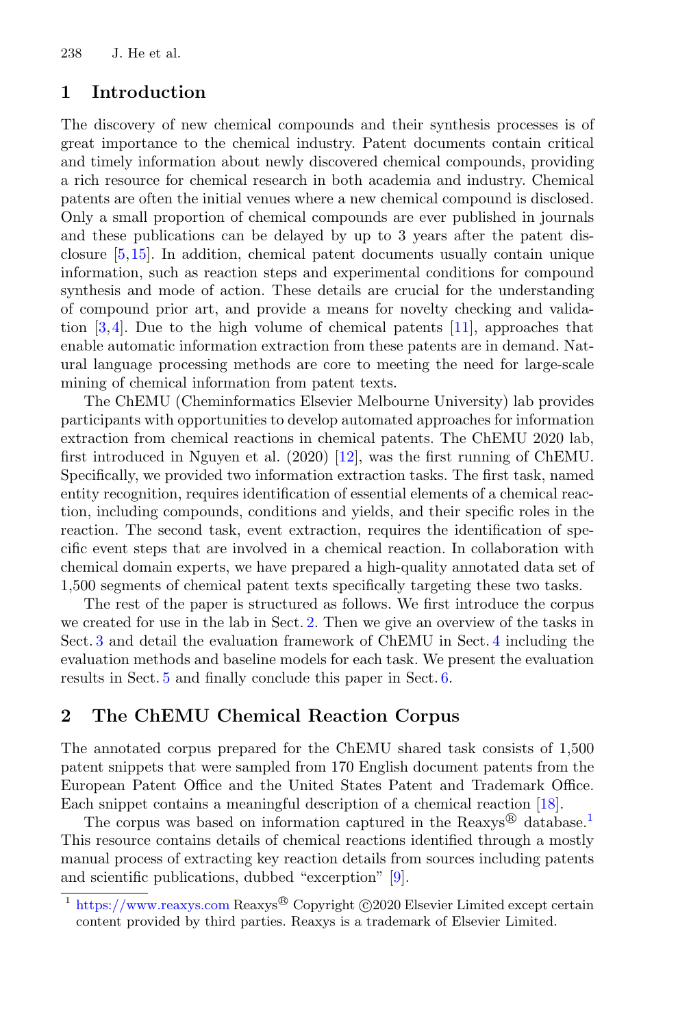## 1 Introduction

The discovery of new chemical compounds and their synthesis processes is of great importance to the chemical industry. Patent documents contain critical and timely information about newly discovered chemical compounds, providing a rich resource for chemical research in both academia and industry. Chemical patents are often the initial venues where a new chemical compound is disclosed. Only a small proportion of chemical compounds are ever published in journals and these publications can be delayed by up to 3 years after the patent disclosure [5,15]. In addition, chemical patent documents usually contain unique information, such as reaction steps and experimental conditions for compound synthesis and mode of action. These details are crucial for the understanding of compound prior art, and provide a means for novelty checking and validation [3,4]. Due to the high volume of chemical patents [11], approaches that enable automatic information extraction from these patents are in demand. Natural language processing methods are core to meeting the need for large-scale mining of chemical information from patent texts.

The ChEMU (Cheminformatics Elsevier Melbourne University) lab provides participants with opportunities to develop automated approaches for information extraction from chemical reactions in chemical patents. The ChEMU 2020 lab, first introduced in Nguyen et al. (2020) [12], was the first running of ChEMU. Specifically, we provided two information extraction tasks. The first task, named entity recognition, requires identification of essential elements of a chemical reaction, including compounds, conditions and yields, and their specific roles in the reaction. The second task, event extraction, requires the identification of specific event steps that are involved in a chemical reaction. In collaboration with chemical domain experts, we have prepared a high-quality annotated data set of 1,500 segments of chemical patent texts specifically targeting these two tasks.

The rest of the paper is structured as follows. We first introduce the corpus we created for use in the lab in Sect. 2. Then we give an overview of the tasks in Sect. 3 and detail the evaluation framework of ChEMU in Sect. 4 including the evaluation methods and baseline models for each task. We present the evaluation results in Sect. 5 and finally conclude this paper in Sect. 6.

## 2 The ChEMU Chemical Reaction Corpus

The annotated corpus prepared for the ChEMU shared task consists of 1,500 patent snippets that were sampled from 170 English document patents from the European Patent Office and the United States Patent and Trademark Office. Each snippet contains a meaningful description of a chemical reaction [18].

The corpus was based on information captured in the Reaxys® database.[1] This resource contains details of chemical reactions identified through a mostly manual process of extracting key reaction details from sources including patents and scientific publications, dubbed "excerption" [9].

[1] https://www.reaxys.com Reaxys® Copyright ©2020 Elsevier Limited except certain content provided by third parties. Reaxys is a trademark of Elsevier Limited.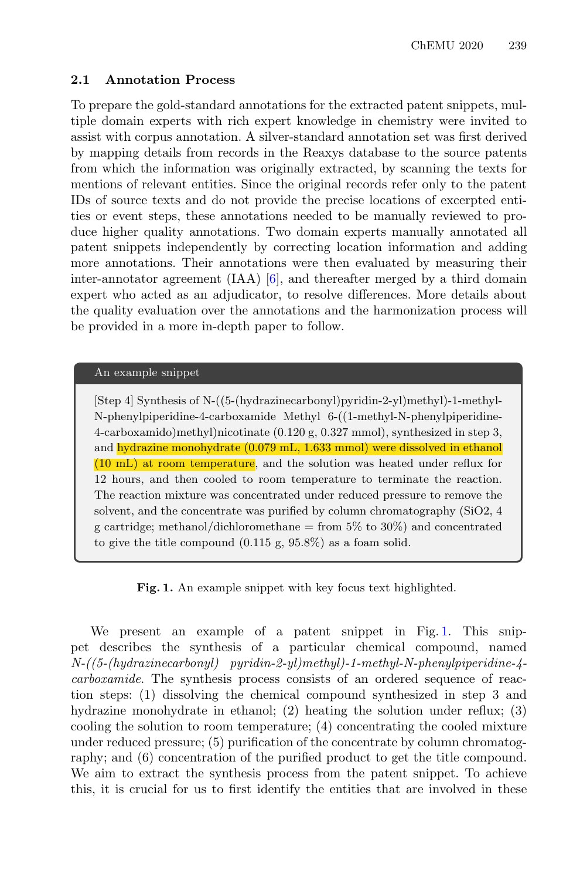### 2.1 Annotation Process

To prepare the gold-standard annotations for the extracted patent snippets, multiple domain experts with rich expert knowledge in chemistry were invited to assist with corpus annotation. A silver-standard annotation set was first derived by mapping details from records in the Reaxys database to the source patents from which the information was originally extracted, by scanning the texts for mentions of relevant entities. Since the original records refer only to the patent IDs of source texts and do not provide the precise locations of excerpted entities or event steps, these annotations needed to be manually reviewed to produce higher quality annotations. Two domain experts manually annotated all patent snippets independently by correcting location information and adding more annotations. Their annotations were then evaluated by measuring their inter-annotator agreement (IAA) [6], and thereafter merged by a third domain expert who acted as an adjudicator, to resolve differences. More details about the quality evaluation over the annotations and the harmonization process will be provided in a more in-depth paper to follow.

> **An example snippet**
>
> [Step 4] Synthesis of N-((5-(hydrazinecarbonyl)pyridin-2-yl)methyl)-1-methyl-N-phenylpiperidine-4-carboxamide Methyl 6-((1-methyl-N-phenylpiperidine-4-carboxamido)methyl)nicotinate (0.120 g, 0.327 mmol), synthesized in step 3, and hydrazine monohydrate (0.079 mL, 1.633 mmol) were dissolved in ethanol (10 mL) at room temperature, and the solution was heated under reflux for 12 hours, and then cooled to room temperature to terminate the reaction. The reaction mixture was concentrated under reduced pressure to remove the solvent, and the concentrate was purified by column chromatography (SiO2, 4 g cartridge; methanol/dichloromethane = from 5% to 30%) and concentrated to give the title compound (0.115 g, 95.8%) as a foam solid.

**Fig. 1.** An example snippet with key focus text highlighted.

We present an example of a patent snippet in Fig. 1. This snippet describes the synthesis of a particular chemical compound, named *N-((5-(hydrazinecarbonyl) pyridin-2-yl)methyl)-1-methyl-N-phenylpiperidine-4-carboxamide*. The synthesis process consists of an ordered sequence of reaction steps: (1) dissolving the chemical compound synthesized in step 3 and hydrazine monohydrate in ethanol; (2) heating the solution under reflux; (3) cooling the solution to room temperature; (4) concentrating the cooled mixture under reduced pressure; (5) purification of the concentrate by column chromatography; and (6) concentration of the purified product to get the title compound. We aim to extract the synthesis process from the patent snippet. To achieve this, it is crucial for us to first identify the entities that are involved in these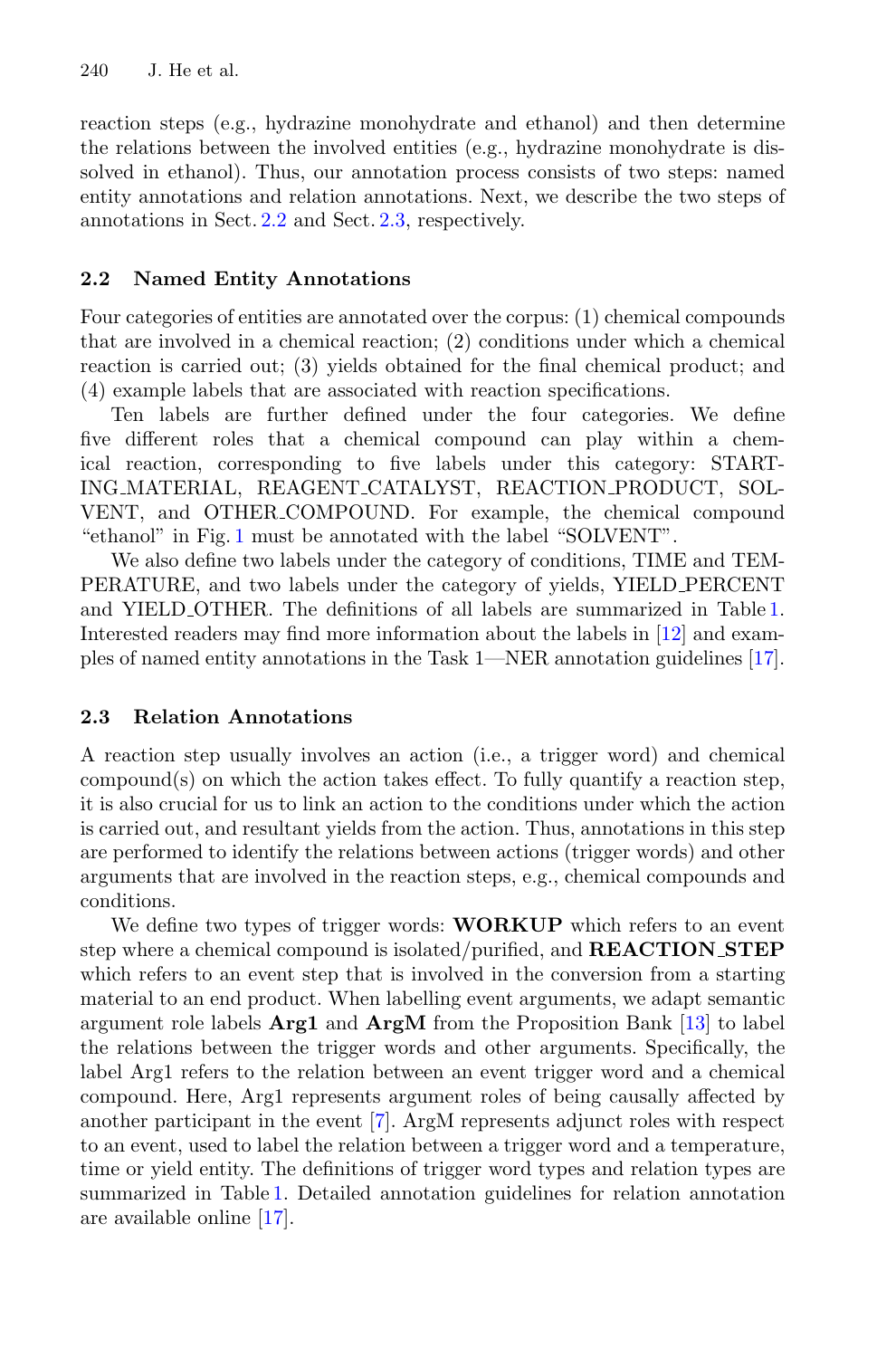reaction steps (e.g., hydrazine monohydrate and ethanol) and then determine the relations between the involved entities (e.g., hydrazine monohydrate is dissolved in ethanol). Thus, our annotation process consists of two steps: named entity annotations and relation annotations. Next, we describe the two steps of annotations in Sect. 2.2 and Sect. 2.3, respectively.

### 2.2 Named Entity Annotations

Four categories of entities are annotated over the corpus: (1) chemical compounds that are involved in a chemical reaction; (2) conditions under which a chemical reaction is carried out; (3) yields obtained for the final chemical product; and (4) example labels that are associated with reaction specifications.

Ten labels are further defined under the four categories. We define five different roles that a chemical compound can play within a chemical reaction, corresponding to five labels under this category: STARTING_MATERIAL, REAGENT_CATALYST, REACTION_PRODUCT, SOLVENT, and OTHER_COMPOUND. For example, the chemical compound "ethanol" in Fig. 1 must be annotated with the label "SOLVENT".

We also define two labels under the category of conditions, TIME and TEMPERATURE, and two labels under the category of yields, YIELD_PERCENT and YIELD_OTHER. The definitions of all labels are summarized in Table 1. Interested readers may find more information about the labels in [12] and examples of named entity annotations in the Task 1—NER annotation guidelines [17].

### 2.3 Relation Annotations

A reaction step usually involves an action (i.e., a trigger word) and chemical compound(s) on which the action takes effect. To fully quantify a reaction step, it is also crucial for us to link an action to the conditions under which the action is carried out, and resultant yields from the action. Thus, annotations in this step are performed to identify the relations between actions (trigger words) and other arguments that are involved in the reaction steps, e.g., chemical compounds and conditions.

We define two types of trigger words: **WORKUP** which refers to an event step where a chemical compound is isolated/purified, and **REACTION_STEP** which refers to an event step that is involved in the conversion from a starting material to an end product. When labelling event arguments, we adapt semantic argument role labels **Arg1** and **ArgM** from the Proposition Bank [13] to label the relations between the trigger words and other arguments. Specifically, the label Arg1 refers to the relation between an event trigger word and a chemical compound. Here, Arg1 represents argument roles of being causally affected by another participant in the event [7]. ArgM represents adjunct roles with respect to an event, used to label the relation between a trigger word and a temperature, time or yield entity. The definitions of trigger word types and relation types are summarized in Table 1. Detailed annotation guidelines for relation annotation are available online [17].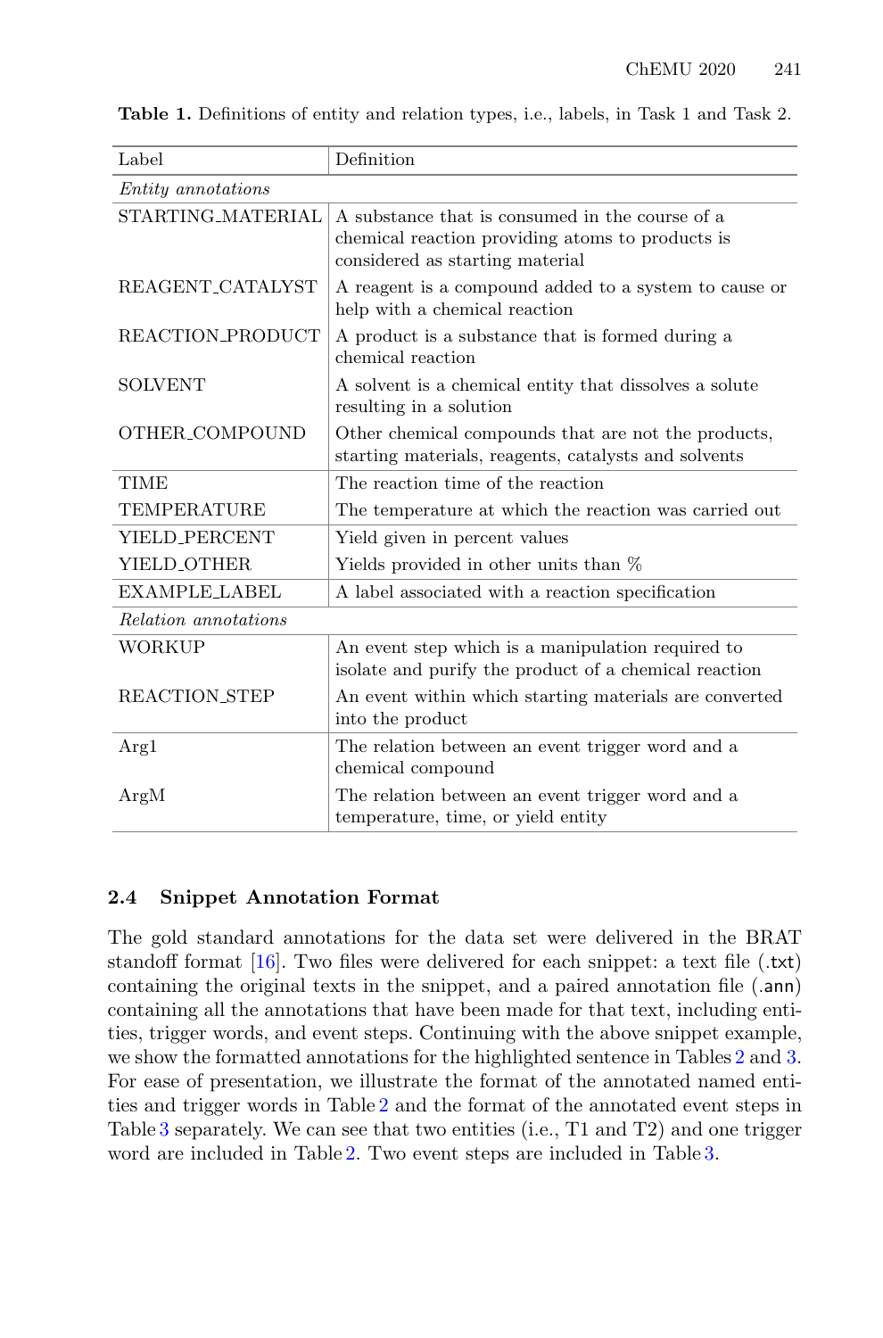**Table 1.** Definitions of entity and relation types, i.e., labels, in Task 1 and Task 2.

| Label | Definition |
|---|---|
| *Entity annotations* | |
| STARTING_MATERIAL | A substance that is consumed in the course of a chemical reaction providing atoms to products is considered as starting material |
| REAGENT_CATALYST | A reagent is a compound added to a system to cause or help with a chemical reaction |
| REACTION_PRODUCT | A product is a substance that is formed during a chemical reaction |
| SOLVENT | A solvent is a chemical entity that dissolves a solute resulting in a solution |
| OTHER_COMPOUND | Other chemical compounds that are not the products, starting materials, reagents, catalysts and solvents |
| TIME | The reaction time of the reaction |
| TEMPERATURE | The temperature at which the reaction was carried out |
| YIELD_PERCENT | Yield given in percent values |
| YIELD_OTHER | Yields provided in other units than % |
| EXAMPLE_LABEL | A label associated with a reaction specification |
| *Relation annotations* | |
| WORKUP | An event step which is a manipulation required to isolate and purify the product of a chemical reaction |
| REACTION_STEP | An event within which starting materials are converted into the product |
| Arg1 | The relation between an event trigger word and a chemical compound |
| ArgM | The relation between an event trigger word and a temperature, time, or yield entity |

### 2.4 Snippet Annotation Format

The gold standard annotations for the data set were delivered in the BRAT standoff format [16]. Two files were delivered for each snippet: a text file (.txt) containing the original texts in the snippet, and a paired annotation file (.ann) containing all the annotations that have been made for that text, including entities, trigger words, and event steps. Continuing with the above snippet example, we show the formatted annotations for the highlighted sentence in Tables 2 and 3. For ease of presentation, we illustrate the format of the annotated named entities and trigger words in Table 2 and the format of the annotated event steps in Table 3 separately. We can see that two entities (i.e., T1 and T2) and one trigger word are included in Table 2. Two event steps are included in Table 3.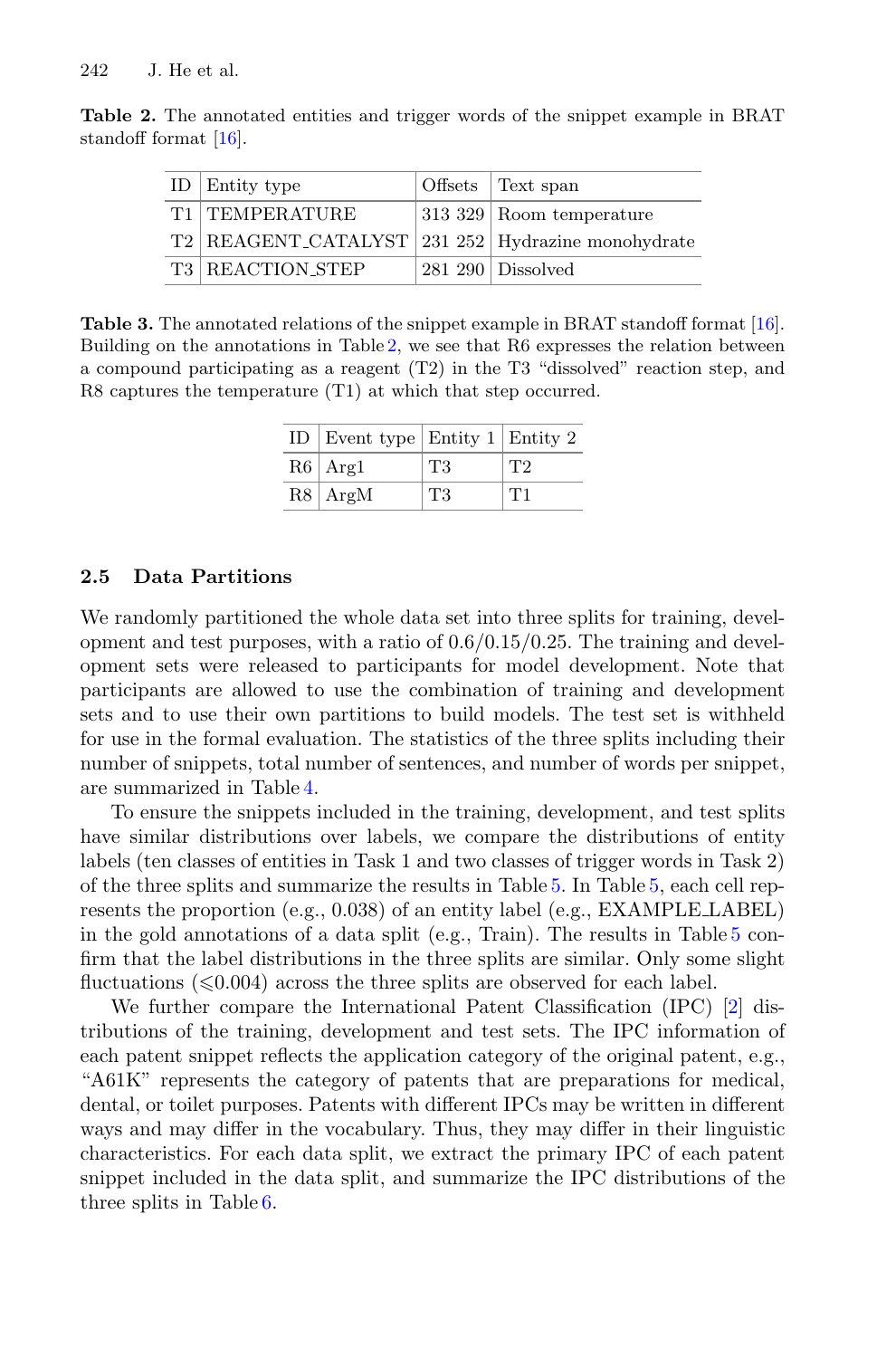**Table 2.** The annotated entities and trigger words of the snippet example in BRAT standoff format [16].

| ID | Entity type | Offsets | Text span |
|---|---|---|---|
| T1 | TEMPERATURE | 313 329 | Room temperature |
| T2 | REAGENT_CATALYST | 231 252 | Hydrazine monohydrate |
| T3 | REACTION_STEP | 281 290 | Dissolved |

**Table 3.** The annotated relations of the snippet example in BRAT standoff format [16]. Building on the annotations in Table 2, we see that R6 expresses the relation between a compound participating as a reagent (T2) in the T3 "dissolved" reaction step, and R8 captures the temperature (T1) at which that step occurred.

| ID | Event type | Entity 1 | Entity 2 |
|---|---|---|---|
| R6 | Arg1 | T3 | T2 |
| R8 | ArgM | T3 | T1 |

### 2.5 Data Partitions

We randomly partitioned the whole data set into three splits for training, development and test purposes, with a ratio of 0.6/0.15/0.25. The training and development sets were released to participants for model development. Note that participants are allowed to use the combination of training and development sets and to use their own partitions to build models. The test set is withheld for use in the formal evaluation. The statistics of the three splits including their number of snippets, total number of sentences, and number of words per snippet, are summarized in Table 4.

To ensure the snippets included in the training, development, and test splits have similar distributions over labels, we compare the distributions of entity labels (ten classes of entities in Task 1 and two classes of trigger words in Task 2) of the three splits and summarize the results in Table 5. In Table 5, each cell represents the proportion (e.g., 0.038) of an entity label (e.g., EXAMPLE_LABEL) in the gold annotations of a data split (e.g., Train). The results in Table 5 confirm that the label distributions in the three splits are similar. Only some slight fluctuations ($\leqslant$0.004) across the three splits are observed for each label.

We further compare the International Patent Classification (IPC) [2] distributions of the training, development and test sets. The IPC information of each patent snippet reflects the application category of the original patent, e.g., "A61K" represents the category of patents that are preparations for medical, dental, or toilet purposes. Patents with different IPCs may be written in different ways and may differ in the vocabulary. Thus, they may differ in their linguistic characteristics. For each data split, we extract the primary IPC of each patent snippet included in the data split, and summarize the IPC distributions of the three splits in Table 6.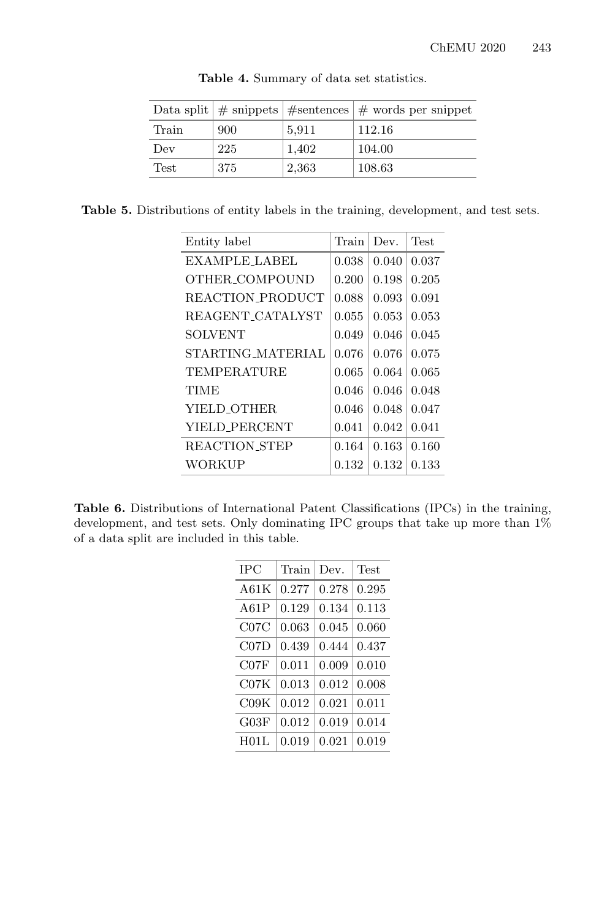**Table 4.** Summary of data set statistics.

| Data split | # snippets | #sentences | # words per snippet |
|---|---|---|---|
| Train | 900 | 5,911 | 112.16 |
| Dev | 225 | 1,402 | 104.00 |
| Test | 375 | 2,363 | 108.63 |

**Table 5.** Distributions of entity labels in the training, development, and test sets.

| Entity label | Train | Dev. | Test |
|---|---|---|---|
| EXAMPLE_LABEL | 0.038 | 0.040 | 0.037 |
| OTHER_COMPOUND | 0.200 | 0.198 | 0.205 |
| REACTION_PRODUCT | 0.088 | 0.093 | 0.091 |
| REAGENT_CATALYST | 0.055 | 0.053 | 0.053 |
| SOLVENT | 0.049 | 0.046 | 0.045 |
| STARTING_MATERIAL | 0.076 | 0.076 | 0.075 |
| TEMPERATURE | 0.065 | 0.064 | 0.065 |
| TIME | 0.046 | 0.046 | 0.048 |
| YIELD_OTHER | 0.046 | 0.048 | 0.047 |
| YIELD_PERCENT | 0.041 | 0.042 | 0.041 |
| REACTION_STEP | 0.164 | 0.163 | 0.160 |
| WORKUP | 0.132 | 0.132 | 0.133 |

**Table 6.** Distributions of International Patent Classifications (IPCs) in the training, development, and test sets. Only dominating IPC groups that take up more than 1% of a data split are included in this table.

| IPC | Train | Dev. | Test |
|---|---|---|---|
| A61K | 0.277 | 0.278 | 0.295 |
| A61P | 0.129 | 0.134 | 0.113 |
| C07C | 0.063 | 0.045 | 0.060 |
| C07D | 0.439 | 0.444 | 0.437 |
| C07F | 0.011 | 0.009 | 0.010 |
| C07K | 0.013 | 0.012 | 0.008 |
| C09K | 0.012 | 0.021 | 0.011 |
| G03F | 0.012 | 0.019 | 0.014 |
| H01L | 0.019 | 0.021 | 0.019 |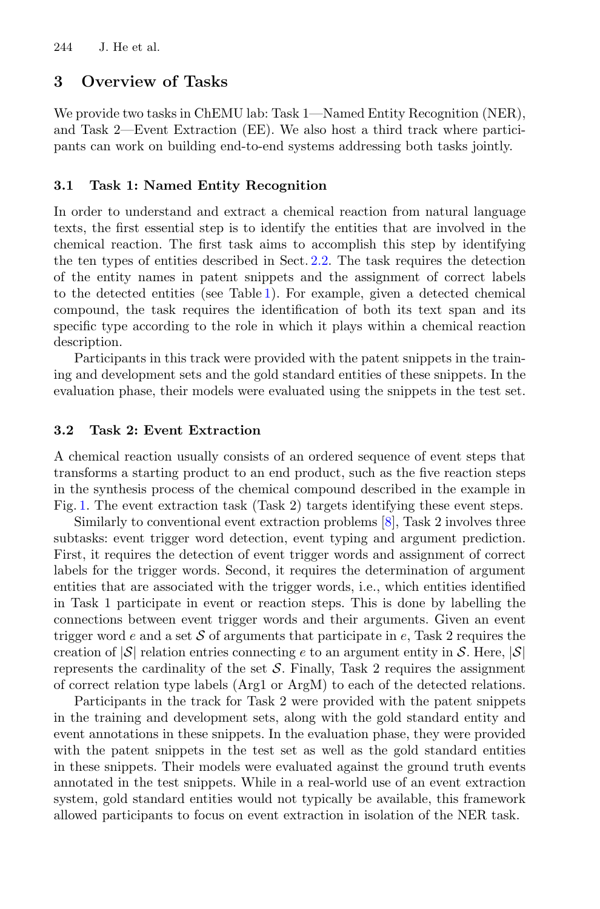## 3 Overview of Tasks

We provide two tasks in ChEMU lab: Task 1—Named Entity Recognition (NER), and Task 2—Event Extraction (EE). We also host a third track where participants can work on building end-to-end systems addressing both tasks jointly.

### 3.1 Task 1: Named Entity Recognition

In order to understand and extract a chemical reaction from natural language texts, the first essential step is to identify the entities that are involved in the chemical reaction. The first task aims to accomplish this step by identifying the ten types of entities described in Sect. 2.2. The task requires the detection of the entity names in patent snippets and the assignment of correct labels to the detected entities (see Table 1). For example, given a detected chemical compound, the task requires the identification of both its text span and its specific type according to the role in which it plays within a chemical reaction description.

Participants in this track were provided with the patent snippets in the training and development sets and the gold standard entities of these snippets. In the evaluation phase, their models were evaluated using the snippets in the test set.

### 3.2 Task 2: Event Extraction

A chemical reaction usually consists of an ordered sequence of event steps that transforms a starting product to an end product, such as the five reaction steps in the synthesis process of the chemical compound described in the example in Fig. 1. The event extraction task (Task 2) targets identifying these event steps.

Similarly to conventional event extraction problems [8], Task 2 involves three subtasks: event trigger word detection, event typing and argument prediction. First, it requires the detection of event trigger words and assignment of correct labels for the trigger words. Second, it requires the determination of argument entities that are associated with the trigger words, i.e., which entities identified in Task 1 participate in event or reaction steps. This is done by labelling the connections between event trigger words and their arguments. Given an event trigger word $e$ and a set $\mathcal{S}$ of arguments that participate in $e$, Task 2 requires the creation of $|\mathcal{S}|$ relation entries connecting $e$ to an argument entity in $\mathcal{S}$. Here, $|\mathcal{S}|$ represents the cardinality of the set $\mathcal{S}$. Finally, Task 2 requires the assignment of correct relation type labels (Arg1 or ArgM) to each of the detected relations.

Participants in the track for Task 2 were provided with the patent snippets in the training and development sets, along with the gold standard entity and event annotations in these snippets. In the evaluation phase, they were provided with the patent snippets in the test set as well as the gold standard entities in these snippets. Their models were evaluated against the ground truth events annotated in the test snippets. While in a real-world use of an event extraction system, gold standard entities would not typically be available, this framework allowed participants to focus on event extraction in isolation of the NER task.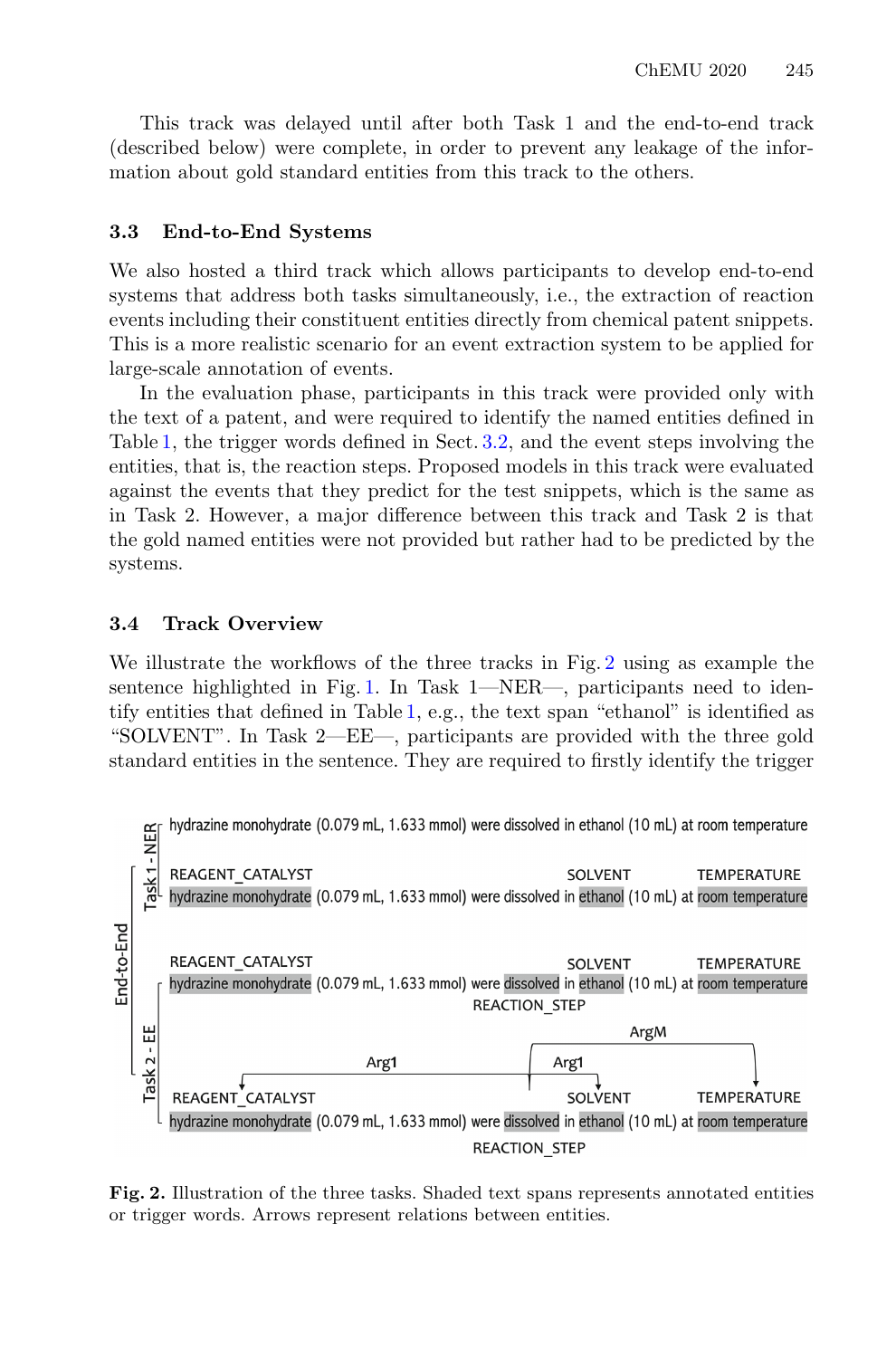This track was delayed until after both Task 1 and the end-to-end track (described below) were complete, in order to prevent any leakage of the information about gold standard entities from this track to the others.

### 3.3 End-to-End Systems

We also hosted a third track which allows participants to develop end-to-end systems that address both tasks simultaneously, i.e., the extraction of reaction events including their constituent entities directly from chemical patent snippets. This is a more realistic scenario for an event extraction system to be applied for large-scale annotation of events.

In the evaluation phase, participants in this track were provided only with the text of a patent, and were required to identify the named entities defined in Table 1, the trigger words defined in Sect. 3.2, and the event steps involving the entities, that is, the reaction steps. Proposed models in this track were evaluated against the events that they predict for the test snippets, which is the same as in Task 2. However, a major difference between this track and Task 2 is that the gold named entities were not provided but rather had to be predicted by the systems.

### 3.4 Track Overview

We illustrate the workflows of the three tracks in Fig. 2 using as example the sentence highlighted in Fig. 1. In Task 1—NER—, participants need to identify entities that defined in Table 1, e.g., the text span "ethanol" is identified as "SOLVENT". In Task 2—EE—, participants are provided with the three gold standard entities in the sentence. They are required to firstly identify the trigger

**Fig. 2.** Illustration of the three tasks. Shaded text spans represents annotated entities or trigger words. Arrows represent relations between entities.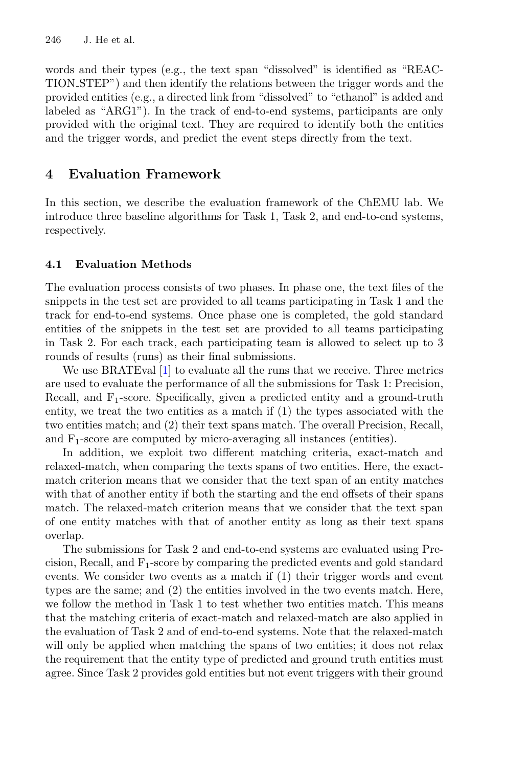words and their types (e.g., the text span "dissolved" is identified as "REACTION_STEP") and then identify the relations between the trigger words and the provided entities (e.g., a directed link from "dissolved" to "ethanol" is added and labeled as "ARG1"). In the track of end-to-end systems, participants are only provided with the original text. They are required to identify both the entities and the trigger words, and predict the event steps directly from the text.

## 4 Evaluation Framework

In this section, we describe the evaluation framework of the ChEMU lab. We introduce three baseline algorithms for Task 1, Task 2, and end-to-end systems, respectively.

### 4.1 Evaluation Methods

The evaluation process consists of two phases. In phase one, the text files of the snippets in the test set are provided to all teams participating in Task 1 and the track for end-to-end systems. Once phase one is completed, the gold standard entities of the snippets in the test set are provided to all teams participating in Task 2. For each track, each participating team is allowed to select up to 3 rounds of results (runs) as their final submissions.

We use BRATEval [1] to evaluate all the runs that we receive. Three metrics are used to evaluate the performance of all the submissions for Task 1: Precision, Recall, and $F_1$-score. Specifically, given a predicted entity and a ground-truth entity, we treat the two entities as a match if (1) the types associated with the two entities match; and (2) their text spans match. The overall Precision, Recall, and $F_1$-score are computed by micro-averaging all instances (entities).

In addition, we exploit two different matching criteria, exact-match and relaxed-match, when comparing the texts spans of two entities. Here, the exact-match criterion means that we consider that the text span of an entity matches with that of another entity if both the starting and the end offsets of their spans match. The relaxed-match criterion means that we consider that the text span of one entity matches with that of another entity as long as their text spans overlap.

The submissions for Task 2 and end-to-end systems are evaluated using Precision, Recall, and $F_1$-score by comparing the predicted events and gold standard events. We consider two events as a match if (1) their trigger words and event types are the same; and (2) the entities involved in the two events match. Here, we follow the method in Task 1 to test whether two entities match. This means that the matching criteria of exact-match and relaxed-match are also applied in the evaluation of Task 2 and of end-to-end systems. Note that the relaxed-match will only be applied when matching the spans of two entities; it does not relax the requirement that the entity type of predicted and ground truth entities must agree. Since Task 2 provides gold entities but not event triggers with their ground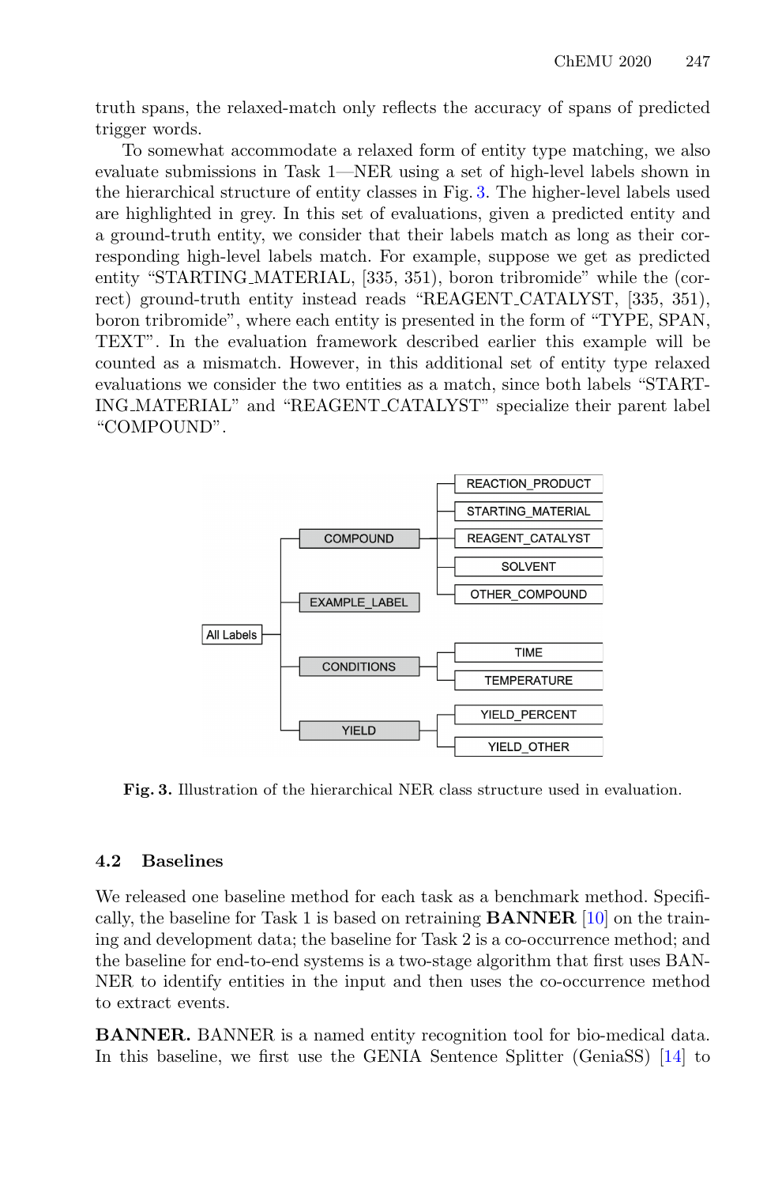truth spans, the relaxed-match only reflects the accuracy of spans of predicted trigger words.

To somewhat accommodate a relaxed form of entity type matching, we also evaluate submissions in Task 1—NER using a set of high-level labels shown in the hierarchical structure of entity classes in Fig. 3. The higher-level labels used are highlighted in grey. In this set of evaluations, given a predicted entity and a ground-truth entity, we consider that their labels match as long as their corresponding high-level labels match. For example, suppose we get as predicted entity "STARTING_MATERIAL, [335, 351), boron tribromide" while the (correct) ground-truth entity instead reads "REAGENT_CATALYST, [335, 351), boron tribromide", where each entity is presented in the form of "TYPE, SPAN, TEXT". In the evaluation framework described earlier this example will be counted as a mismatch. However, in this additional set of entity type relaxed evaluations we consider the two entities as a match, since both labels "STARTING_MATERIAL" and "REAGENT_CATALYST" specialize their parent label "COMPOUND".

```
All Labels
├── COMPOUND
│   ├── REACTION_PRODUCT
│   ├── STARTING_MATERIAL
│   ├── REAGENT_CATALYST
│   ├── SOLVENT
│   └── OTHER_COMPOUND
├── EXAMPLE_LABEL
├── CONDITIONS
│   ├── TIME
│   └── TEMPERATURE
└── YIELD
    ├── YIELD_PERCENT
    └── YIELD_OTHER
```

**Fig. 3.** Illustration of the hierarchical NER class structure used in evaluation.

### 4.2 Baselines

We released one baseline method for each task as a benchmark method. Specifically, the baseline for Task 1 is based on retraining **BANNER** [10] on the training and development data; the baseline for Task 2 is a co-occurrence method; and the baseline for end-to-end systems is a two-stage algorithm that first uses BANNER to identify entities in the input and then uses the co-occurrence method to extract events.

**BANNER.** BANNER is a named entity recognition tool for bio-medical data. In this baseline, we first use the GENIA Sentence Splitter (GeniaSS) [14] to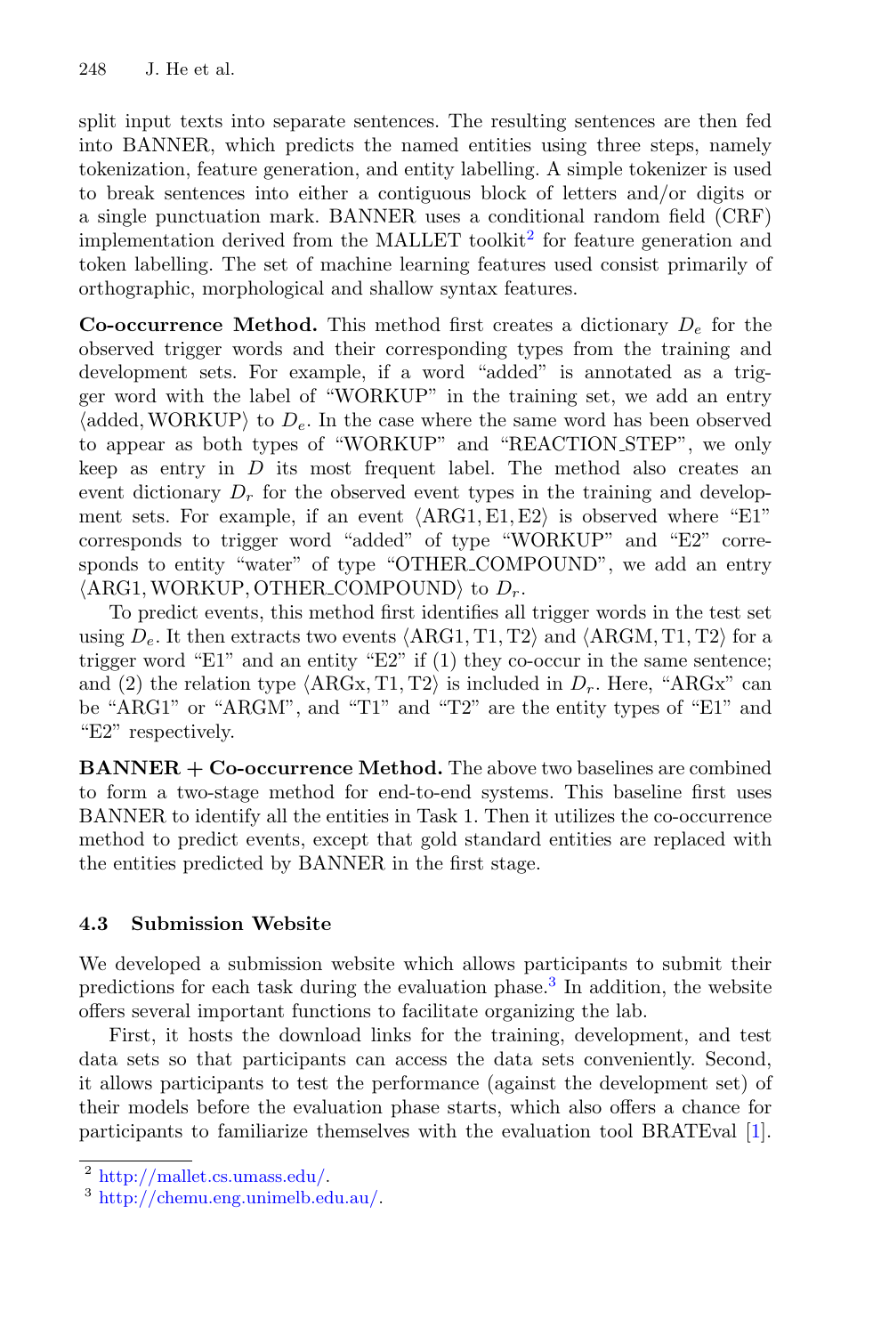split input texts into separate sentences. The resulting sentences are then fed into BANNER, which predicts the named entities using three steps, namely tokenization, feature generation, and entity labelling. A simple tokenizer is used to break sentences into either a contiguous block of letters and/or digits or a single punctuation mark. BANNER uses a conditional random field (CRF) implementation derived from the MALLET toolkit[2] for feature generation and token labelling. The set of machine learning features used consist primarily of orthographic, morphological and shallow syntax features.

**Co-occurrence Method.** This method first creates a dictionary $D_e$ for the observed trigger words and their corresponding types from the training and development sets. For example, if a word "added" is annotated as a trigger word with the label of "WORKUP" in the training set, we add an entry $\langle \text{added}, \text{WORKUP} \rangle$ to $D_e$. In the case where the same word has been observed to appear as both types of "WORKUP" and "REACTION_STEP", we only keep as entry in $D$ its most frequent label. The method also creates an event dictionary $D_r$ for the observed event types in the training and development sets. For example, if an event $\langle \text{ARG1}, \text{E1}, \text{E2} \rangle$ is observed where "E1" corresponds to trigger word "added" of type "WORKUP" and "E2" corresponds to entity "water" of type "OTHER_COMPOUND", we add an entry $\langle \text{ARG1}, \text{WORKUP}, \text{OTHER\_COMPOUND} \rangle$ to $D_r$.

To predict events, this method first identifies all trigger words in the test set using $D_e$. It then extracts two events $\langle \text{ARG1}, \text{T1}, \text{T2} \rangle$ and $\langle \text{ARGM}, \text{T1}, \text{T2} \rangle$ for a trigger word "E1" and an entity "E2" if (1) they co-occur in the same sentence; and (2) the relation type $\langle \text{ARGx}, \text{T1}, \text{T2} \rangle$ is included in $D_r$. Here, "ARGx" can be "ARG1" or "ARGM", and "T1" and "T2" are the entity types of "E1" and "E2" respectively.

**BANNER + Co-occurrence Method.** The above two baselines are combined to form a two-stage method for end-to-end systems. This baseline first uses BANNER to identify all the entities in Task 1. Then it utilizes the co-occurrence method to predict events, except that gold standard entities are replaced with the entities predicted by BANNER in the first stage.

### 4.3 Submission Website

We developed a submission website which allows participants to submit their predictions for each task during the evaluation phase.[3] In addition, the website offers several important functions to facilitate organizing the lab.

First, it hosts the download links for the training, development, and test data sets so that participants can access the data sets conveniently. Second, it allows participants to test the performance (against the development set) of their models before the evaluation phase starts, which also offers a chance for participants to familiarize themselves with the evaluation tool BRATEval [1].

---

[2] http://mallet.cs.umass.edu/.

[3] http://chemu.eng.unimelb.edu.au/.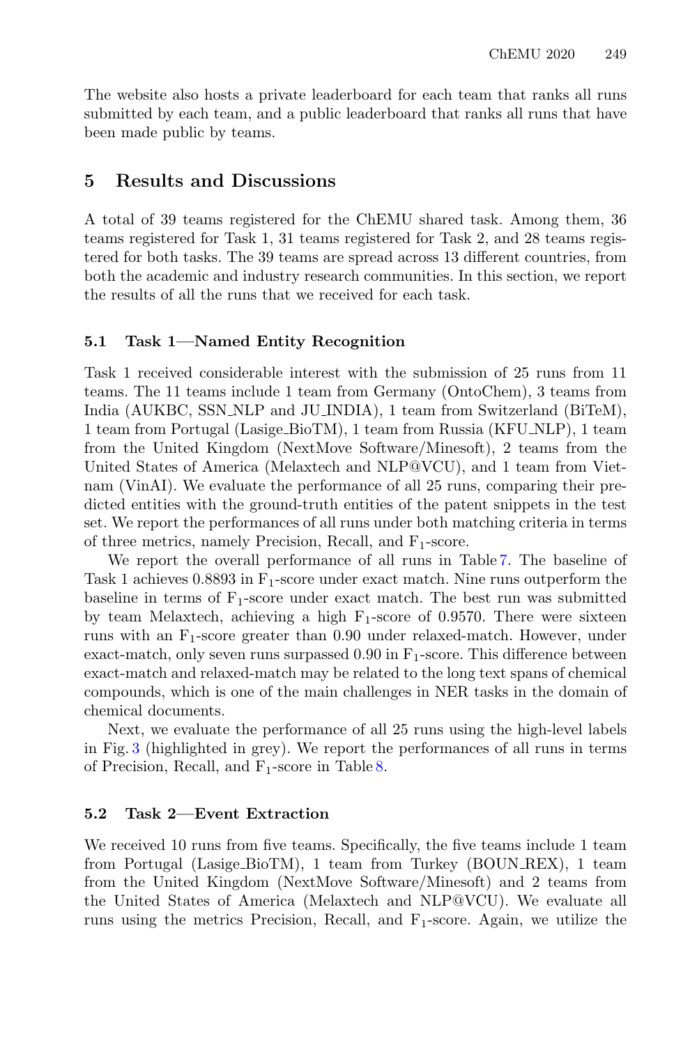The website also hosts a private leaderboard for each team that ranks all runs submitted by each team, and a public leaderboard that ranks all runs that have been made public by teams.

## 5 Results and Discussions

A total of 39 teams registered for the ChEMU shared task. Among them, 36 teams registered for Task 1, 31 teams registered for Task 2, and 28 teams registered for both tasks. The 39 teams are spread across 13 different countries, from both the academic and industry research communities. In this section, we report the results of all the runs that we received for each task.

### 5.1 Task 1—Named Entity Recognition

Task 1 received considerable interest with the submission of 25 runs from 11 teams. The 11 teams include 1 team from Germany (OntoChem), 3 teams from India (AUKBC, SSN_NLP and JU_INDIA), 1 team from Switzerland (BiTeM), 1 team from Portugal (Lasige_BioTM), 1 team from Russia (KFU_NLP), 1 team from the United Kingdom (NextMove Software/Minesoft), 2 teams from the United States of America (Melaxtech and NLP@VCU), and 1 team from Vietnam (VinAI). We evaluate the performance of all 25 runs, comparing their predicted entities with the ground-truth entities of the patent snippets in the test set. We report the performances of all runs under both matching criteria in terms of three metrics, namely Precision, Recall, and $F_1$-score.

We report the overall performance of all runs in Table 7. The baseline of Task 1 achieves 0.8893 in $F_1$-score under exact match. Nine runs outperform the baseline in terms of $F_1$-score under exact match. The best run was submitted by team Melaxtech, achieving a high $F_1$-score of 0.9570. There were sixteen runs with an $F_1$-score greater than 0.90 under relaxed-match. However, under exact-match, only seven runs surpassed 0.90 in $F_1$-score. This difference between exact-match and relaxed-match may be related to the long text spans of chemical compounds, which is one of the main challenges in NER tasks in the domain of chemical documents.

Next, we evaluate the performance of all 25 runs using the high-level labels in Fig. 3 (highlighted in grey). We report the performances of all runs in terms of Precision, Recall, and $F_1$-score in Table 8.

### 5.2 Task 2—Event Extraction

We received 10 runs from five teams. Specifically, the five teams include 1 team from Portugal (Lasige_BioTM), 1 team from Turkey (BOUN_REX), 1 team from the United Kingdom (NextMove Software/Minesoft) and 2 teams from the United States of America (Melaxtech and NLP@VCU). We evaluate all runs using the metrics Precision, Recall, and $F_1$-score. Again, we utilize the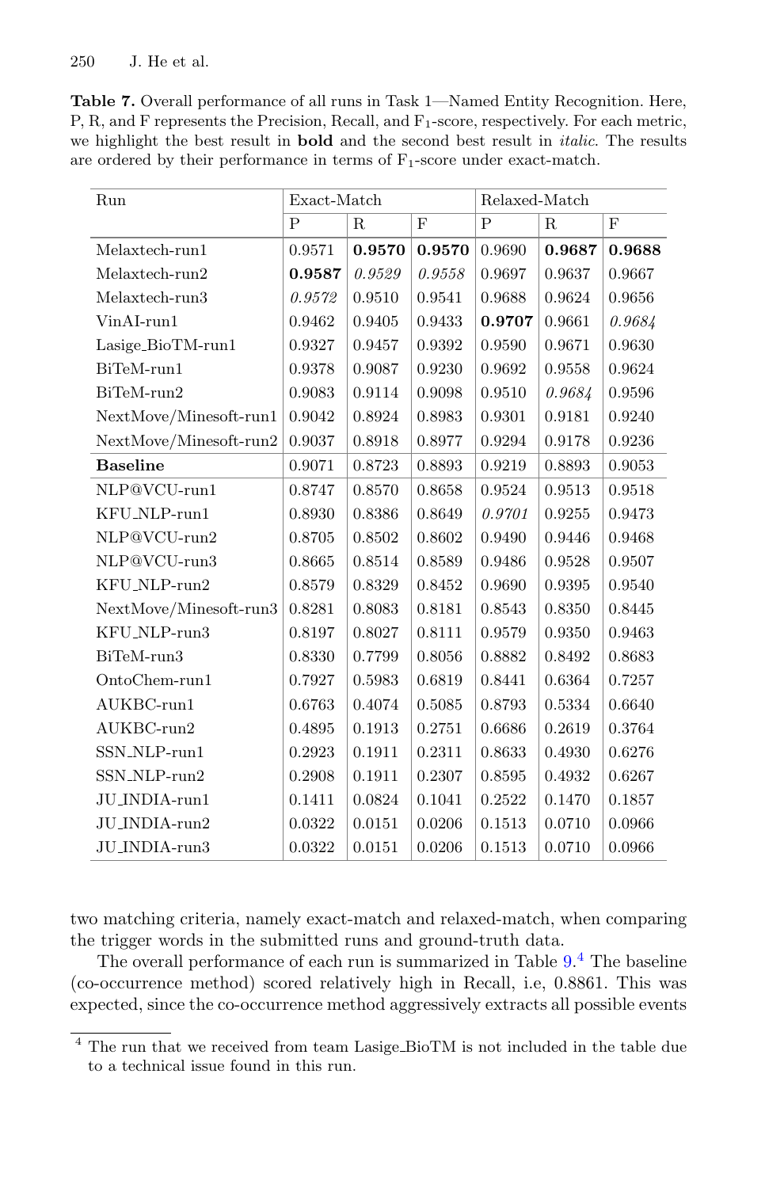**Table 7.** Overall performance of all runs in Task 1—Named Entity Recognition. Here, P, R, and F represents the Precision, Recall, and $F_1$-score, respectively. For each metric, we highlight the best result in **bold** and the second best result in *italic*. The results are ordered by their performance in terms of $F_1$-score under exact-match.

| Run | Exact-Match | | | Relaxed-Match | | |
|---|---|---|---|---|---|---|
| | P | R | F | P | R | F |
| Melaxtech-run1 | 0.9571 | **0.9570** | **0.9570** | 0.9690 | **0.9687** | **0.9688** |
| Melaxtech-run2 | **0.9587** | *0.9529* | *0.9558* | 0.9697 | 0.9637 | 0.9667 |
| Melaxtech-run3 | *0.9572* | 0.9510 | 0.9541 | 0.9688 | 0.9624 | 0.9656 |
| VinAI-run1 | 0.9462 | 0.9405 | 0.9433 | **0.9707** | 0.9661 | *0.9684* |
| Lasige_BioTM-run1 | 0.9327 | 0.9457 | 0.9392 | 0.9590 | 0.9671 | 0.9630 |
| BiTeM-run1 | 0.9378 | 0.9087 | 0.9230 | 0.9692 | 0.9558 | 0.9624 |
| BiTeM-run2 | 0.9083 | 0.9114 | 0.9098 | 0.9510 | *0.9684* | 0.9596 |
| NextMove/Minesoft-run1 | 0.9042 | 0.8924 | 0.8983 | 0.9301 | 0.9181 | 0.9240 |
| NextMove/Minesoft-run2 | 0.9037 | 0.8918 | 0.8977 | 0.9294 | 0.9178 | 0.9236 |
| **Baseline** | 0.9071 | 0.8723 | 0.8893 | 0.9219 | 0.8893 | 0.9053 |
| NLP@VCU-run1 | 0.8747 | 0.8570 | 0.8658 | 0.9524 | 0.9513 | 0.9518 |
| KFU_NLP-run1 | 0.8930 | 0.8386 | 0.8649 | *0.9701* | 0.9255 | 0.9473 |
| NLP@VCU-run2 | 0.8705 | 0.8502 | 0.8602 | 0.9490 | 0.9446 | 0.9468 |
| NLP@VCU-run3 | 0.8665 | 0.8514 | 0.8589 | 0.9486 | 0.9528 | 0.9507 |
| KFU_NLP-run2 | 0.8579 | 0.8329 | 0.8452 | 0.9690 | 0.9395 | 0.9540 |
| NextMove/Minesoft-run3 | 0.8281 | 0.8083 | 0.8181 | 0.8543 | 0.8350 | 0.8445 |
| KFU_NLP-run3 | 0.8197 | 0.8027 | 0.8111 | 0.9579 | 0.9350 | 0.9463 |
| BiTeM-run3 | 0.8330 | 0.7799 | 0.8056 | 0.8882 | 0.8492 | 0.8683 |
| OntoChem-run1 | 0.7927 | 0.5983 | 0.6819 | 0.8441 | 0.6364 | 0.7257 |
| AUKBC-run1 | 0.6763 | 0.4074 | 0.5085 | 0.8793 | 0.5334 | 0.6640 |
| AUKBC-run2 | 0.4895 | 0.1913 | 0.2751 | 0.6686 | 0.2619 | 0.3764 |
| SSN_NLP-run1 | 0.2923 | 0.1911 | 0.2311 | 0.8633 | 0.4930 | 0.6276 |
| SSN_NLP-run2 | 0.2908 | 0.1911 | 0.2307 | 0.8595 | 0.4932 | 0.6267 |
| JU_INDIA-run1 | 0.1411 | 0.0824 | 0.1041 | 0.2522 | 0.1470 | 0.1857 |
| JU_INDIA-run2 | 0.0322 | 0.0151 | 0.0206 | 0.1513 | 0.0710 | 0.0966 |
| JU_INDIA-run3 | 0.0322 | 0.0151 | 0.0206 | 0.1513 | 0.0710 | 0.0966 |

two matching criteria, namely exact-match and relaxed-match, when comparing the trigger words in the submitted runs and ground-truth data.

The overall performance of each run is summarized in Table 9.[4] The baseline (co-occurrence method) scored relatively high in Recall, i.e, 0.8861. This was expected, since the co-occurrence method aggressively extracts all possible events

[4] The run that we received from team Lasige_BioTM is not included in the table due to a technical issue found in this run.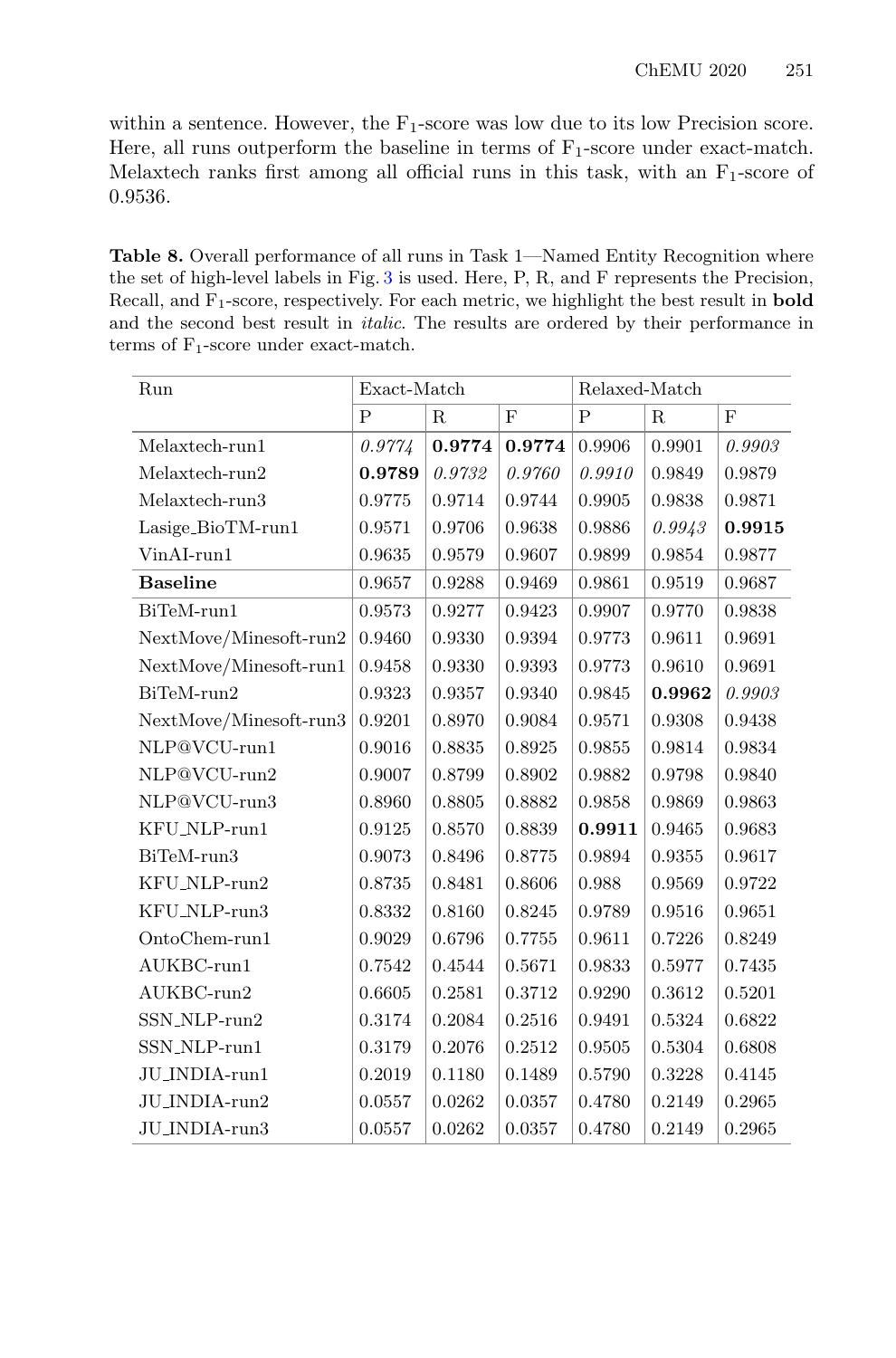within a sentence. However, the $F_1$-score was low due to its low Precision score. Here, all runs outperform the baseline in terms of $F_1$-score under exact-match. Melaxtech ranks first among all official runs in this task, with an $F_1$-score of 0.9536.

**Table 8.** Overall performance of all runs in Task 1—Named Entity Recognition where the set of high-level labels in Fig. 3 is used. Here, P, R, and F represents the Precision, Recall, and $F_1$-score, respectively. For each metric, we highlight the best result in **bold** and the second best result in *italic*. The results are ordered by their performance in terms of $F_1$-score under exact-match.

| Run | Exact-Match | | | Relaxed-Match | | |
|---|---|---|---|---|---|---|
| | P | R | F | P | R | F |
| Melaxtech-run1 | *0.9774* | **0.9774** | **0.9774** | 0.9906 | 0.9901 | *0.9903* |
| Melaxtech-run2 | **0.9789** | *0.9732* | *0.9760* | *0.9910* | 0.9849 | 0.9879 |
| Melaxtech-run3 | 0.9775 | 0.9714 | 0.9744 | 0.9905 | 0.9838 | 0.9871 |
| Lasige_BioTM-run1 | 0.9571 | 0.9706 | 0.9638 | 0.9886 | *0.9943* | **0.9915** |
| VinAI-run1 | 0.9635 | 0.9579 | 0.9607 | 0.9899 | 0.9854 | 0.9877 |
| **Baseline** | 0.9657 | 0.9288 | 0.9469 | 0.9861 | 0.9519 | 0.9687 |
| BiTeM-run1 | 0.9573 | 0.9277 | 0.9423 | 0.9907 | 0.9770 | 0.9838 |
| NextMove/Minesoft-run2 | 0.9460 | 0.9330 | 0.9394 | 0.9773 | 0.9611 | 0.9691 |
| NextMove/Minesoft-run1 | 0.9458 | 0.9330 | 0.9393 | 0.9773 | 0.9610 | 0.9691 |
| BiTeM-run2 | 0.9323 | 0.9357 | 0.9340 | 0.9845 | **0.9962** | *0.9903* |
| NextMove/Minesoft-run3 | 0.9201 | 0.8970 | 0.9084 | 0.9571 | 0.9308 | 0.9438 |
| NLP@VCU-run1 | 0.9016 | 0.8835 | 0.8925 | 0.9855 | 0.9814 | 0.9834 |
| NLP@VCU-run2 | 0.9007 | 0.8799 | 0.8902 | 0.9882 | 0.9798 | 0.9840 |
| NLP@VCU-run3 | 0.8960 | 0.8805 | 0.8882 | 0.9858 | 0.9869 | 0.9863 |
| KFU_NLP-run1 | 0.9125 | 0.8570 | 0.8839 | **0.9911** | 0.9465 | 0.9683 |
| BiTeM-run3 | 0.9073 | 0.8496 | 0.8775 | 0.9894 | 0.9355 | 0.9617 |
| KFU_NLP-run2 | 0.8735 | 0.8481 | 0.8606 | 0.988 | 0.9569 | 0.9722 |
| KFU_NLP-run3 | 0.8332 | 0.8160 | 0.8245 | 0.9789 | 0.9516 | 0.9651 |
| OntoChem-run1 | 0.9029 | 0.6796 | 0.7755 | 0.9611 | 0.7226 | 0.8249 |
| AUKBC-run1 | 0.7542 | 0.4544 | 0.5671 | 0.9833 | 0.5977 | 0.7435 |
| AUKBC-run2 | 0.6605 | 0.2581 | 0.3712 | 0.9290 | 0.3612 | 0.5201 |
| SSN_NLP-run2 | 0.3174 | 0.2084 | 0.2516 | 0.9491 | 0.5324 | 0.6822 |
| SSN_NLP-run1 | 0.3179 | 0.2076 | 0.2512 | 0.9505 | 0.5304 | 0.6808 |
| JU_INDIA-run1 | 0.2019 | 0.1180 | 0.1489 | 0.5790 | 0.3228 | 0.4145 |
| JU_INDIA-run2 | 0.0557 | 0.0262 | 0.0357 | 0.4780 | 0.2149 | 0.2965 |
| JU_INDIA-run3 | 0.0557 | 0.0262 | 0.0357 | 0.4780 | 0.2149 | 0.2965 |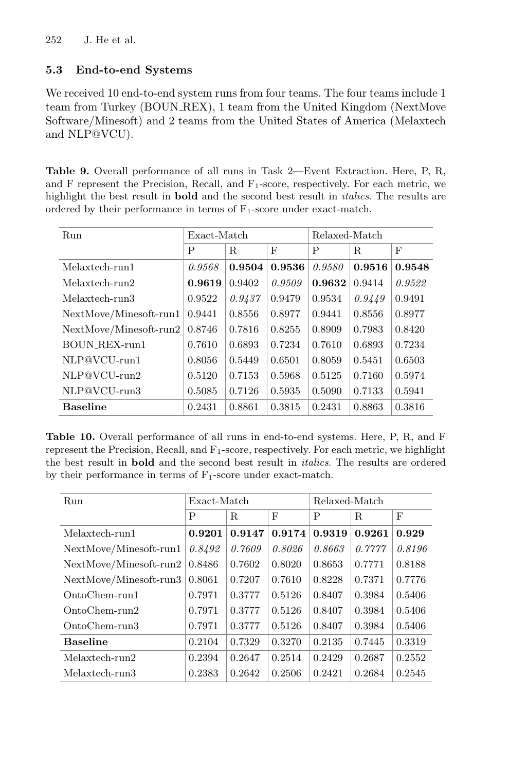### 5.3 End-to-end Systems

We received 10 end-to-end system runs from four teams. The four teams include 1 team from Turkey (BOUN_REX), 1 team from the United Kingdom (NextMove Software/Minesoft) and 2 teams from the United States of America (Melaxtech and NLP@VCU).

**Table 9.** Overall performance of all runs in Task 2—Event Extraction. Here, P, R, and F represent the Precision, Recall, and $F_1$-score, respectively. For each metric, we highlight the best result in **bold** and the second best result in *italics*. The results are ordered by their performance in terms of $F_1$-score under exact-match.

| Run | Exact-Match | | | Relaxed-Match | | |
|---|---|---|---|---|---|---|
| | P | R | F | P | R | F |
| Melaxtech-run1 | *0.9568* | **0.9504** | **0.9536** | *0.9580* | **0.9516** | **0.9548** |
| Melaxtech-run2 | **0.9619** | 0.9402 | *0.9509* | **0.9632** | 0.9414 | *0.9522* |
| Melaxtech-run3 | 0.9522 | *0.9437* | 0.9479 | 0.9534 | *0.9449* | 0.9491 |
| NextMove/Minesoft-run1 | 0.9441 | 0.8556 | 0.8977 | 0.9441 | 0.8556 | 0.8977 |
| NextMove/Minesoft-run2 | 0.8746 | 0.7816 | 0.8255 | 0.8909 | 0.7983 | 0.8420 |
| BOUN_REX-run1 | 0.7610 | 0.6893 | 0.7234 | 0.7610 | 0.6893 | 0.7234 |
| NLP@VCU-run1 | 0.8056 | 0.5449 | 0.6501 | 0.8059 | 0.5451 | 0.6503 |
| NLP@VCU-run2 | 0.5120 | 0.7153 | 0.5968 | 0.5125 | 0.7160 | 0.5974 |
| NLP@VCU-run3 | 0.5085 | 0.7126 | 0.5935 | 0.5090 | 0.7133 | 0.5941 |
| **Baseline** | 0.2431 | 0.8861 | 0.3815 | 0.2431 | 0.8863 | 0.3816 |

**Table 10.** Overall performance of all runs in end-to-end systems. Here, P, R, and F represent the Precision, Recall, and $F_1$-score, respectively. For each metric, we highlight the best result in **bold** and the second best result in *italics*. The results are ordered by their performance in terms of $F_1$-score under exact-match.

| Run | Exact-Match | | | Relaxed-Match | | |
|---|---|---|---|---|---|---|
| | P | R | F | P | R | F |
| Melaxtech-run1 | **0.9201** | **0.9147** | **0.9174** | **0.9319** | **0.9261** | **0.929** |
| NextMove/Minesoft-run1 | *0.8492* | *0.7609* | *0.8026* | *0.8663* | *0.7777* | *0.8196* |
| NextMove/Minesoft-run2 | 0.8486 | 0.7602 | 0.8020 | 0.8653 | 0.7771 | 0.8188 |
| NextMove/Minesoft-run3 | 0.8061 | 0.7207 | 0.7610 | 0.8228 | 0.7371 | 0.7776 |
| OntoChem-run1 | 0.7971 | 0.3777 | 0.5126 | 0.8407 | 0.3984 | 0.5406 |
| OntoChem-run2 | 0.7971 | 0.3777 | 0.5126 | 0.8407 | 0.3984 | 0.5406 |
| OntoChem-run3 | 0.7971 | 0.3777 | 0.5126 | 0.8407 | 0.3984 | 0.5406 |
| **Baseline** | 0.2104 | 0.7329 | 0.3270 | 0.2135 | 0.7445 | 0.3319 |
| Melaxtech-run2 | 0.2394 | 0.2647 | 0.2514 | 0.2429 | 0.2687 | 0.2552 |
| Melaxtech-run3 | 0.2383 | 0.2642 | 0.2506 | 0.2421 | 0.2684 | 0.2545 |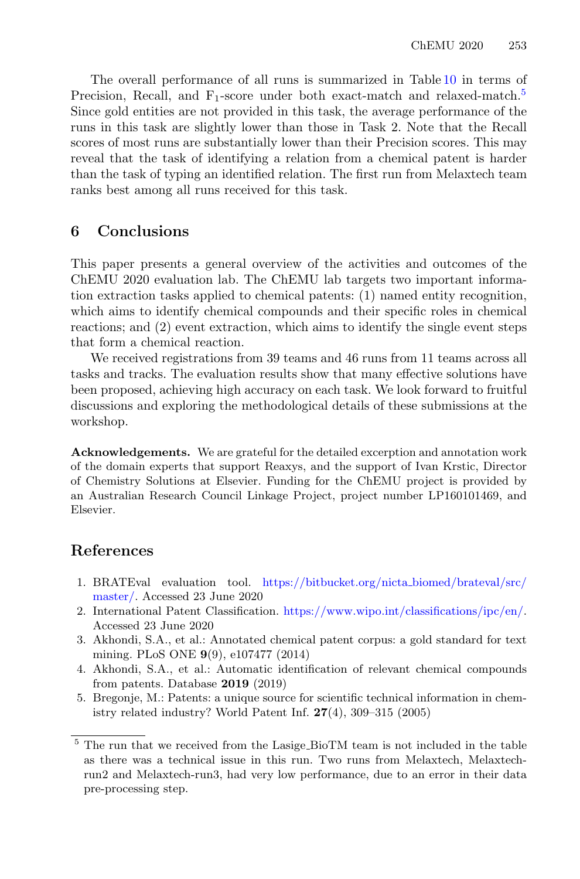The overall performance of all runs is summarized in Table 10 in terms of Precision, Recall, and $F_1$-score under both exact-match and relaxed-match.[5] Since gold entities are not provided in this task, the average performance of the runs in this task are slightly lower than those in Task 2. Note that the Recall scores of most runs are substantially lower than their Precision scores. This may reveal that the task of identifying a relation from a chemical patent is harder than the task of typing an identified relation. The first run from Melaxtech team ranks best among all runs received for this task.

## 6 Conclusions

This paper presents a general overview of the activities and outcomes of the ChEMU 2020 evaluation lab. The ChEMU lab targets two important information extraction tasks applied to chemical patents: (1) named entity recognition, which aims to identify chemical compounds and their specific roles in chemical reactions; and (2) event extraction, which aims to identify the single event steps that form a chemical reaction.

We received registrations from 39 teams and 46 runs from 11 teams across all tasks and tracks. The evaluation results show that many effective solutions have been proposed, achieving high accuracy on each task. We look forward to fruitful discussions and exploring the methodological details of these submissions at the workshop.

**Acknowledgements.** We are grateful for the detailed excerption and annotation work of the domain experts that support Reaxys, and the support of Ivan Krstic, Director of Chemistry Solutions at Elsevier. Funding for the ChEMU project is provided by an Australian Research Council Linkage Project, project number LP160101469, and Elsevier.

## References

1. BRATEval evaluation tool. https://bitbucket.org/nicta_biomed/brateval/src/master/. Accessed 23 June 2020
2. International Patent Classification. https://www.wipo.int/classifications/ipc/en/. Accessed 23 June 2020
3. Akhondi, S.A., et al.: Annotated chemical patent corpus: a gold standard for text mining. PLoS ONE **9**(9), e107477 (2014)
4. Akhondi, S.A., et al.: Automatic identification of relevant chemical compounds from patents. Database **2019** (2019)
5. Bregonje, M.: Patents: a unique source for scientific technical information in chemistry related industry? World Patent Inf. **27**(4), 309–315 (2005)

---

[5] The run that we received from the Lasige_BioTM team is not included in the table as there was a technical issue in this run. Two runs from Melaxtech, Melaxtech-run2 and Melaxtech-run3, had very low performance, due to an error in their data pre-processing step.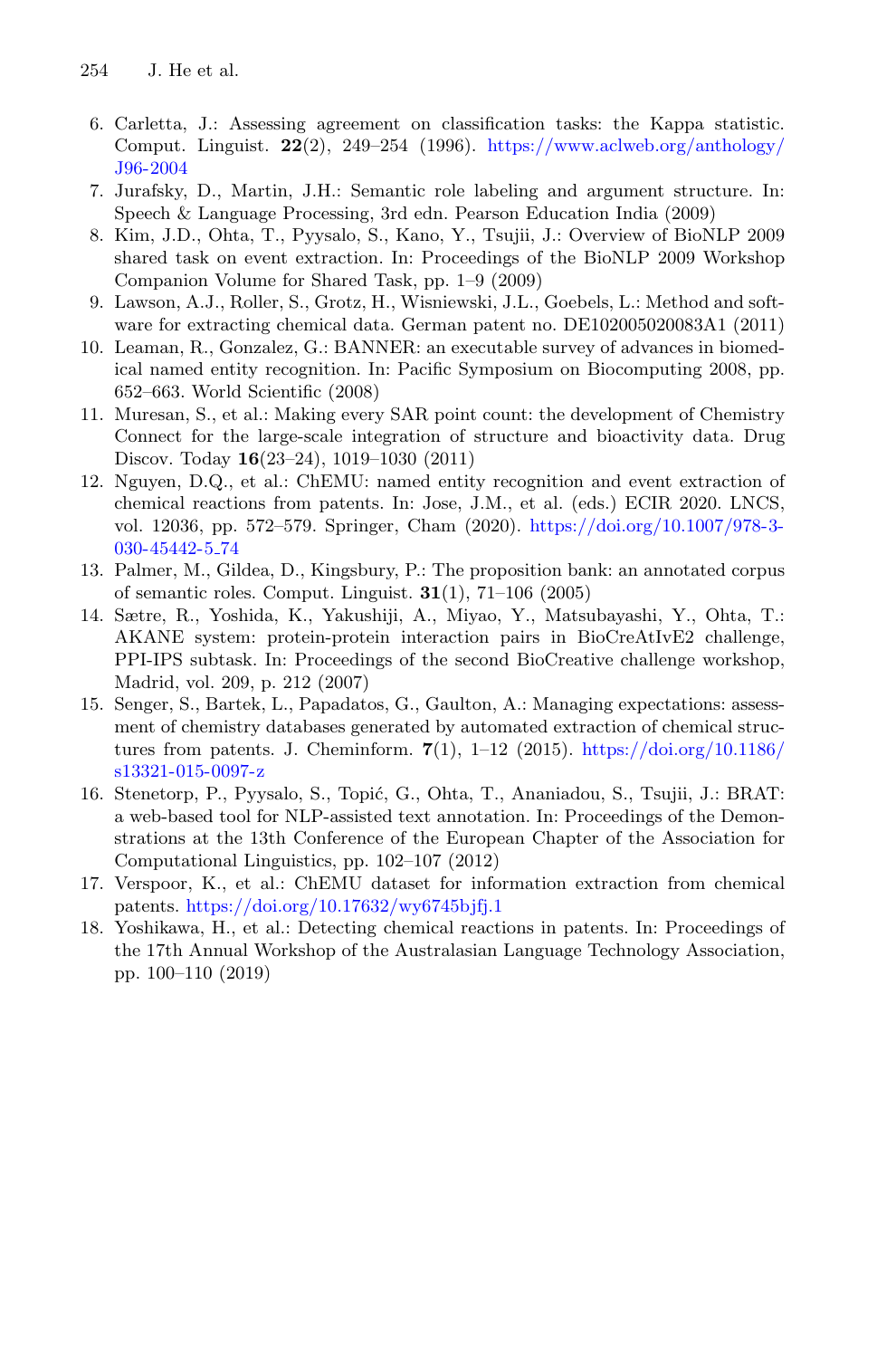6. Carletta, J.: Assessing agreement on classification tasks: the Kappa statistic. Comput. Linguist. **22**(2), 249–254 (1996). https://www.aclweb.org/anthology/J96-2004
7. Jurafsky, D., Martin, J.H.: Semantic role labeling and argument structure. In: Speech & Language Processing, 3rd edn. Pearson Education India (2009)
8. Kim, J.D., Ohta, T., Pyysalo, S., Kano, Y., Tsujii, J.: Overview of BioNLP 2009 shared task on event extraction. In: Proceedings of the BioNLP 2009 Workshop Companion Volume for Shared Task, pp. 1–9 (2009)
9. Lawson, A.J., Roller, S., Grotz, H., Wisniewski, J.L., Goebels, L.: Method and software for extracting chemical data. German patent no. DE102005020083A1 (2011)
10. Leaman, R., Gonzalez, G.: BANNER: an executable survey of advances in biomedical named entity recognition. In: Pacific Symposium on Biocomputing 2008, pp. 652–663. World Scientific (2008)
11. Muresan, S., et al.: Making every SAR point count: the development of Chemistry Connect for the large-scale integration of structure and bioactivity data. Drug Discov. Today **16**(23–24), 1019–1030 (2011)
12. Nguyen, D.Q., et al.: ChEMU: named entity recognition and event extraction of chemical reactions from patents. In: Jose, J.M., et al. (eds.) ECIR 2020. LNCS, vol. 12036, pp. 572–579. Springer, Cham (2020). https://doi.org/10.1007/978-3-030-45442-5_74
13. Palmer, M., Gildea, D., Kingsbury, P.: The proposition bank: an annotated corpus of semantic roles. Comput. Linguist. **31**(1), 71–106 (2005)
14. Sætre, R., Yoshida, K., Yakushiji, A., Miyao, Y., Matsubayashi, Y., Ohta, T.: AKANE system: protein-protein interaction pairs in BioCreAtIvE2 challenge, PPI-IPS subtask. In: Proceedings of the second BioCreative challenge workshop, Madrid, vol. 209, p. 212 (2007)
15. Senger, S., Bartek, L., Papadatos, G., Gaulton, A.: Managing expectations: assessment of chemistry databases generated by automated extraction of chemical structures from patents. J. Cheminform. **7**(1), 1–12 (2015). https://doi.org/10.1186/s13321-015-0097-z
16. Stenetorp, P., Pyysalo, S., Topić, G., Ohta, T., Ananiadou, S., Tsujii, J.: BRAT: a web-based tool for NLP-assisted text annotation. In: Proceedings of the Demonstrations at the 13th Conference of the European Chapter of the Association for Computational Linguistics, pp. 102–107 (2012)
17. Verspoor, K., et al.: ChEMU dataset for information extraction from chemical patents. https://doi.org/10.17632/wy6745bjfj.1
18. Yoshikawa, H., et al.: Detecting chemical reactions in patents. In: Proceedings of the 17th Annual Workshop of the Australasian Language Technology Association, pp. 100–110 (2019)